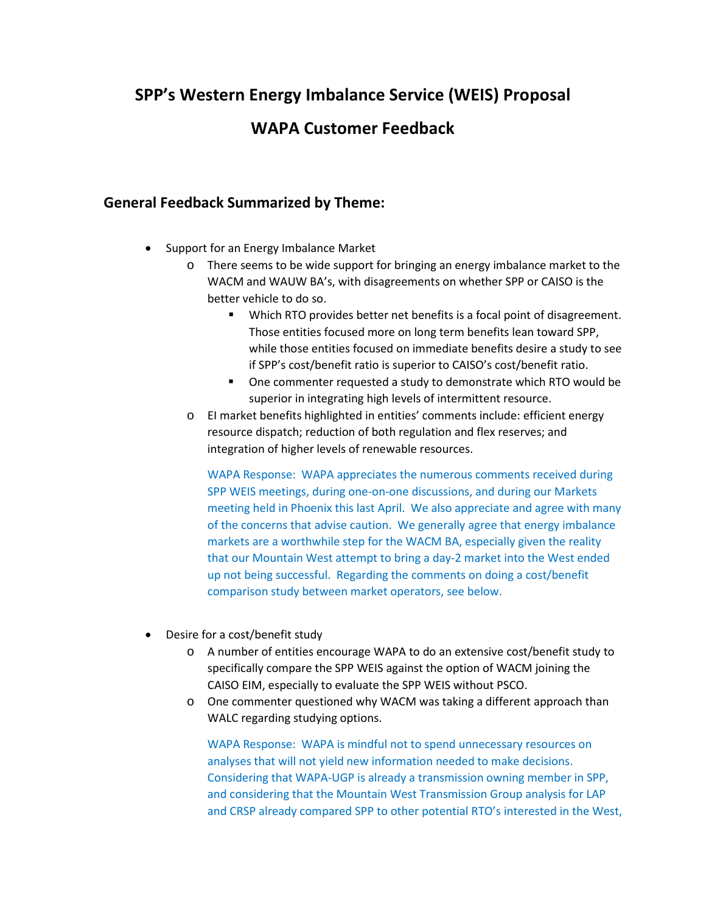# SPP's Western Energy Imbalance Service (WEIS) Proposal

# WAPA Customer Feedback

## General Feedback Summarized by Theme:

- Support for an Energy Imbalance Market
  - There seems to be wide support for bringing an energy imbalance market to the WACM and WAUW BA's, with disagreements on whether SPP or CAISO is the better vehicle to do so.
    - Which RTO provides better net benefits is a focal point of disagreement. Those entities focused more on long term benefits lean toward SPP, while those entities focused on immediate benefits desire a study to see if SPP's cost/benefit ratio is superior to CAISO's cost/benefit ratio.
    - One commenter requested a study to demonstrate which RTO would be superior in integrating high levels of intermittent resource.
  - EI market benefits highlighted in entities' comments include: efficient energy resource dispatch; reduction of both regulation and flex reserves; and integration of higher levels of renewable resources.

    WAPA Response: WAPA appreciates the numerous comments received during SPP WEIS meetings, during one-on-one discussions, and during our Markets meeting held in Phoenix this last April. We also appreciate and agree with many of the concerns that advise caution. We generally agree that energy imbalance markets are a worthwhile step for the WACM BA, especially given the reality that our Mountain West attempt to bring a day-2 market into the West ended up not being successful. Regarding the comments on doing a cost/benefit comparison study between market operators, see below.

- Desire for a cost/benefit study
  - A number of entities encourage WAPA to do an extensive cost/benefit study to specifically compare the SPP WEIS against the option of WACM joining the CAISO EIM, especially to evaluate the SPP WEIS without PSCO.
  - One commenter questioned why WACM was taking a different approach than WALC regarding studying options.

    WAPA Response: WAPA is mindful not to spend unnecessary resources on analyses that will not yield new information needed to make decisions. Considering that WAPA-UGP is already a transmission owning member in SPP, and considering that the Mountain West Transmission Group analysis for LAP and CRSP already compared SPP to other potential RTO's interested in the West,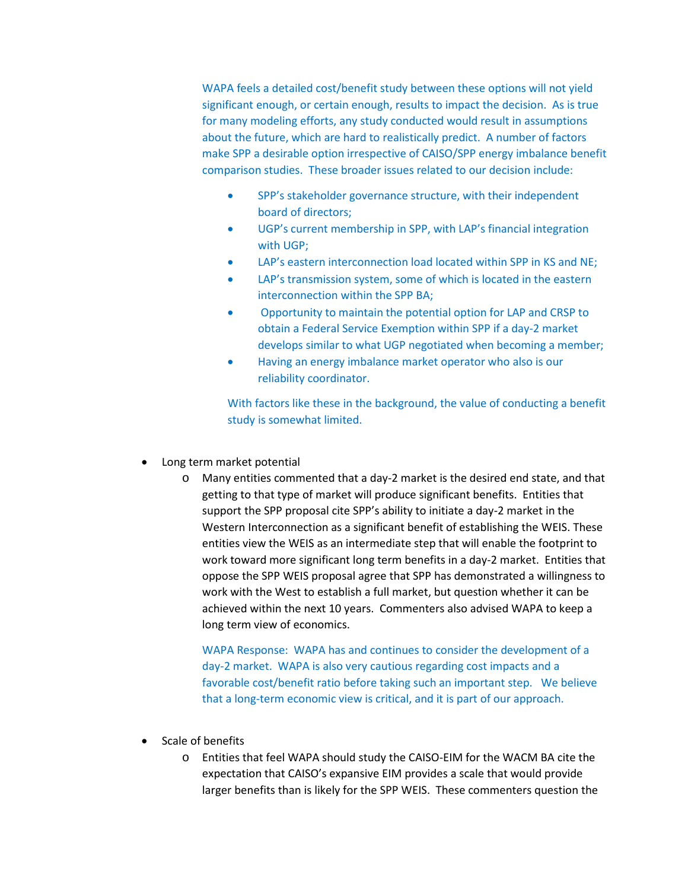WAPA feels a detailed cost/benefit study between these options will not yield significant enough, or certain enough, results to impact the decision. As is true for many modeling efforts, any study conducted would result in assumptions about the future, which are hard to realistically predict. A number of factors make SPP a desirable option irrespective of CAISO/SPP energy imbalance benefit comparison studies. These broader issues related to our decision include:

- SPP's stakeholder governance structure, with their independent board of directors;
- UGP's current membership in SPP, with LAP's financial integration with UGP;
- LAP's eastern interconnection load located within SPP in KS and NE;
- LAP's transmission system, some of which is located in the eastern interconnection within the SPP BA;
- Opportunity to maintain the potential option for LAP and CRSP to obtain a Federal Service Exemption within SPP if a day-2 market develops similar to what UGP negotiated when becoming a member;
- Having an energy imbalance market operator who also is our reliability coordinator.

With factors like these in the background, the value of conducting a benefit study is somewhat limited.

- Long term market potential
  - Many entities commented that a day-2 market is the desired end state, and that getting to that type of market will produce significant benefits. Entities that support the SPP proposal cite SPP's ability to initiate a day-2 market in the Western Interconnection as a significant benefit of establishing the WEIS. These entities view the WEIS as an intermediate step that will enable the footprint to work toward more significant long term benefits in a day-2 market. Entities that oppose the SPP WEIS proposal agree that SPP has demonstrated a willingness to work with the West to establish a full market, but question whether it can be achieved within the next 10 years. Commenters also advised WAPA to keep a long term view of economics.

    WAPA Response: WAPA has and continues to consider the development of a day-2 market. WAPA is also very cautious regarding cost impacts and a favorable cost/benefit ratio before taking such an important step. We believe that a long-term economic view is critical, and it is part of our approach.

- Scale of benefits
  - Entities that feel WAPA should study the CAISO-EIM for the WACM BA cite the expectation that CAISO's expansive EIM provides a scale that would provide larger benefits than is likely for the SPP WEIS. These commenters question the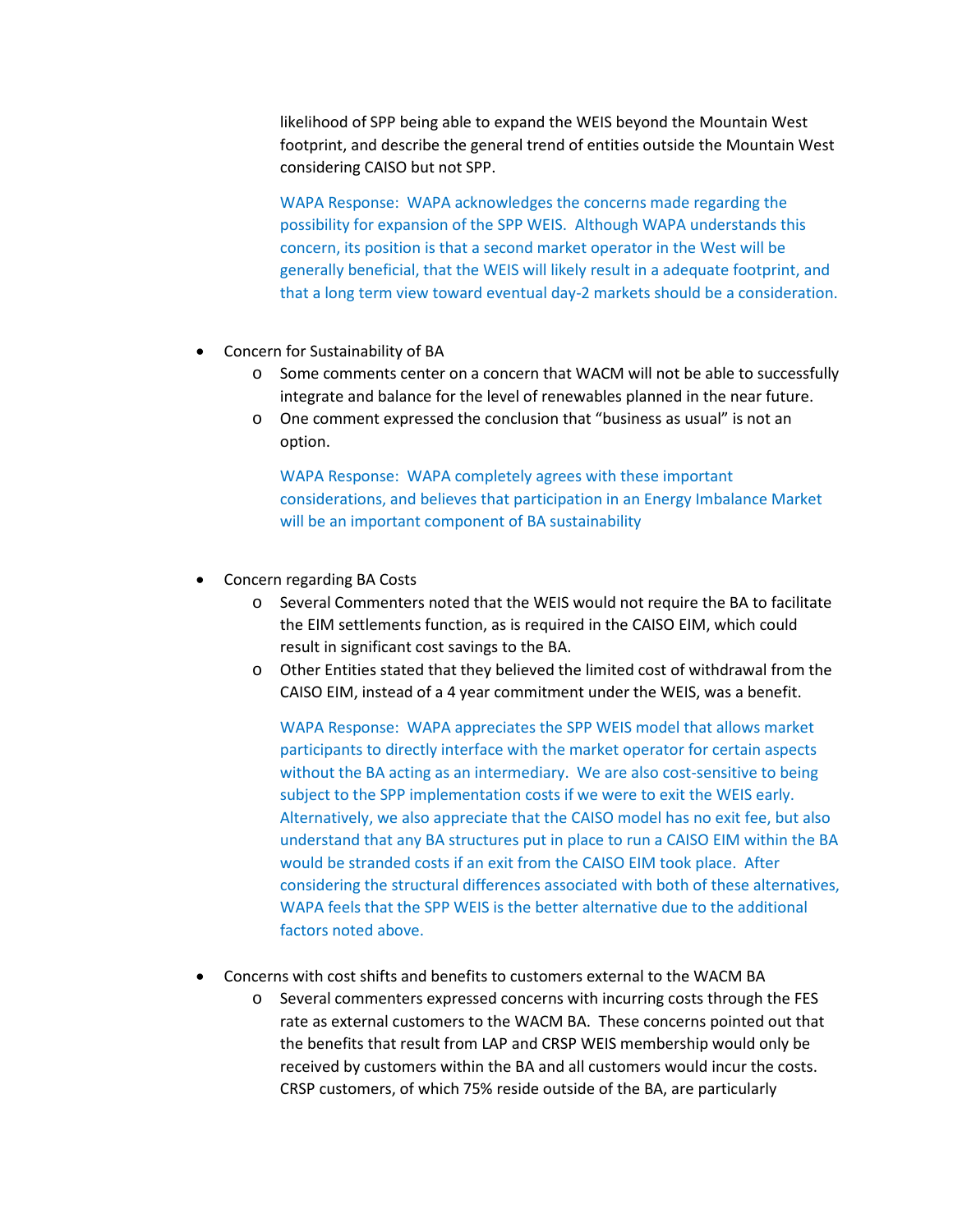likelihood of SPP being able to expand the WEIS beyond the Mountain West footprint, and describe the general trend of entities outside the Mountain West considering CAISO but not SPP.

WAPA Response: WAPA acknowledges the concerns made regarding the possibility for expansion of the SPP WEIS. Although WAPA understands this concern, its position is that a second market operator in the West will be generally beneficial, that the WEIS will likely result in a adequate footprint, and that a long term view toward eventual day-2 markets should be a consideration.

- Concern for Sustainability of BA
    - Some comments center on a concern that WACM will not be able to successfully integrate and balance for the level of renewables planned in the near future.
    - One comment expressed the conclusion that "business as usual" is not an option.

  WAPA Response: WAPA completely agrees with these important considerations, and believes that participation in an Energy Imbalance Market will be an important component of BA sustainability

- Concern regarding BA Costs
    - Several Commenters noted that the WEIS would not require the BA to facilitate the EIM settlements function, as is required in the CAISO EIM, which could result in significant cost savings to the BA.
    - Other Entities stated that they believed the limited cost of withdrawal from the CAISO EIM, instead of a 4 year commitment under the WEIS, was a benefit.

  WAPA Response: WAPA appreciates the SPP WEIS model that allows market participants to directly interface with the market operator for certain aspects without the BA acting as an intermediary. We are also cost-sensitive to being subject to the SPP implementation costs if we were to exit the WEIS early. Alternatively, we also appreciate that the CAISO model has no exit fee, but also understand that any BA structures put in place to run a CAISO EIM within the BA would be stranded costs if an exit from the CAISO EIM took place. After considering the structural differences associated with both of these alternatives, WAPA feels that the SPP WEIS is the better alternative due to the additional factors noted above.

- Concerns with cost shifts and benefits to customers external to the WACM BA
    - Several commenters expressed concerns with incurring costs through the FES rate as external customers to the WACM BA. These concerns pointed out that the benefits that result from LAP and CRSP WEIS membership would only be received by customers within the BA and all customers would incur the costs. CRSP customers, of which 75% reside outside of the BA, are particularly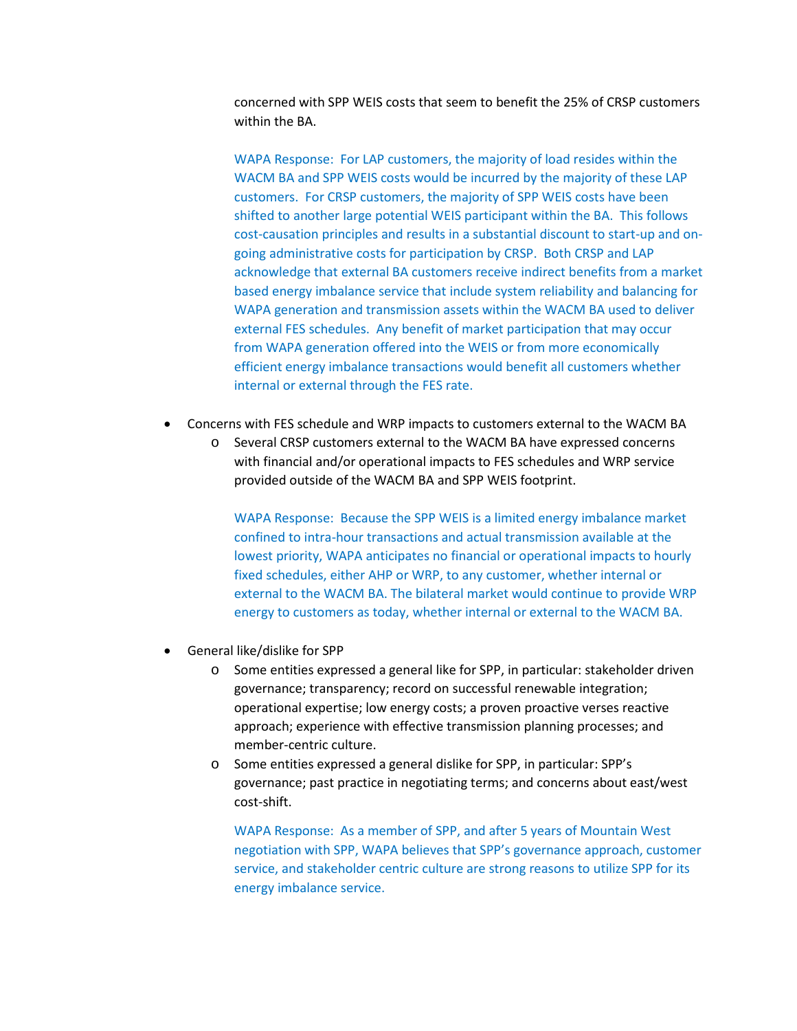concerned with SPP WEIS costs that seem to benefit the 25% of CRSP customers within the BA.

WAPA Response: For LAP customers, the majority of load resides within the WACM BA and SPP WEIS costs would be incurred by the majority of these LAP customers. For CRSP customers, the majority of SPP WEIS costs have been shifted to another large potential WEIS participant within the BA. This follows cost-causation principles and results in a substantial discount to start-up and on-going administrative costs for participation by CRSP. Both CRSP and LAP acknowledge that external BA customers receive indirect benefits from a market based energy imbalance service that include system reliability and balancing for WAPA generation and transmission assets within the WACM BA used to deliver external FES schedules. Any benefit of market participation that may occur from WAPA generation offered into the WEIS or from more economically efficient energy imbalance transactions would benefit all customers whether internal or external through the FES rate.

- Concerns with FES schedule and WRP impacts to customers external to the WACM BA
  - Several CRSP customers external to the WACM BA have expressed concerns with financial and/or operational impacts to FES schedules and WRP service provided outside of the WACM BA and SPP WEIS footprint.

    WAPA Response: Because the SPP WEIS is a limited energy imbalance market confined to intra-hour transactions and actual transmission available at the lowest priority, WAPA anticipates no financial or operational impacts to hourly fixed schedules, either AHP or WRP, to any customer, whether internal or external to the WACM BA. The bilateral market would continue to provide WRP energy to customers as today, whether internal or external to the WACM BA.

- General like/dislike for SPP
  - Some entities expressed a general like for SPP, in particular: stakeholder driven governance; transparency; record on successful renewable integration; operational expertise; low energy costs; a proven proactive verses reactive approach; experience with effective transmission planning processes; and member-centric culture.
  - Some entities expressed a general dislike for SPP, in particular: SPP's governance; past practice in negotiating terms; and concerns about east/west cost-shift.

    WAPA Response: As a member of SPP, and after 5 years of Mountain West negotiation with SPP, WAPA believes that SPP's governance approach, customer service, and stakeholder centric culture are strong reasons to utilize SPP for its energy imbalance service.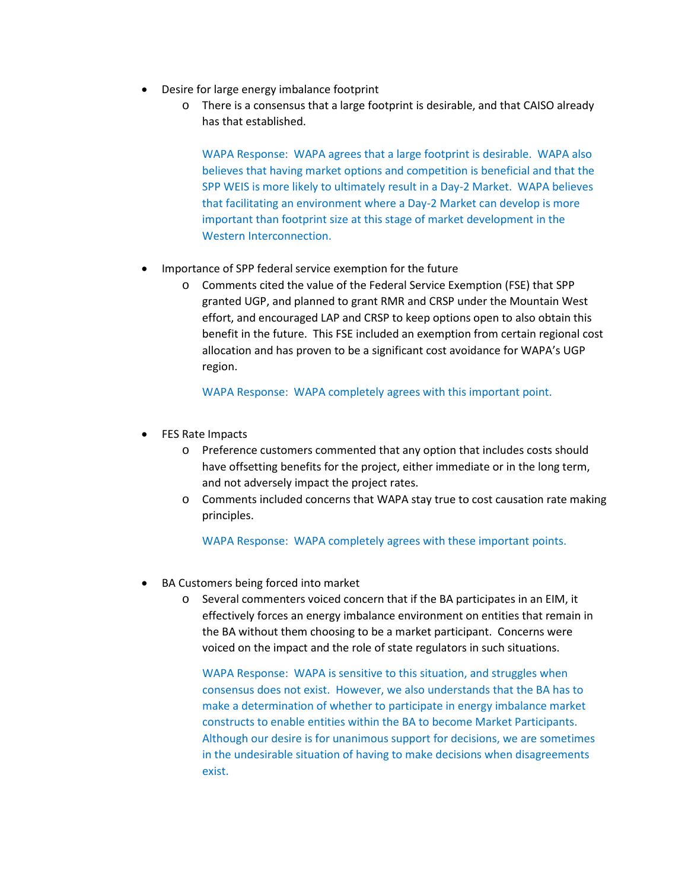- Desire for large energy imbalance footprint
  - There is a consensus that a large footprint is desirable, and that CAISO already has that established.

    WAPA Response: WAPA agrees that a large footprint is desirable. WAPA also believes that having market options and competition is beneficial and that the SPP WEIS is more likely to ultimately result in a Day-2 Market. WAPA believes that facilitating an environment where a Day-2 Market can develop is more important than footprint size at this stage of market development in the Western Interconnection.

- Importance of SPP federal service exemption for the future
  - Comments cited the value of the Federal Service Exemption (FSE) that SPP granted UGP, and planned to grant RMR and CRSP under the Mountain West effort, and encouraged LAP and CRSP to keep options open to also obtain this benefit in the future. This FSE included an exemption from certain regional cost allocation and has proven to be a significant cost avoidance for WAPA's UGP region.

    WAPA Response: WAPA completely agrees with this important point.

- FES Rate Impacts
  - Preference customers commented that any option that includes costs should have offsetting benefits for the project, either immediate or in the long term, and not adversely impact the project rates.
  - Comments included concerns that WAPA stay true to cost causation rate making principles.

    WAPA Response: WAPA completely agrees with these important points.

- BA Customers being forced into market
  - Several commenters voiced concern that if the BA participates in an EIM, it effectively forces an energy imbalance environment on entities that remain in the BA without them choosing to be a market participant. Concerns were voiced on the impact and the role of state regulators in such situations.

    WAPA Response: WAPA is sensitive to this situation, and struggles when consensus does not exist. However, we also understands that the BA has to make a determination of whether to participate in energy imbalance market constructs to enable entities within the BA to become Market Participants. Although our desire is for unanimous support for decisions, we are sometimes in the undesirable situation of having to make decisions when disagreements exist.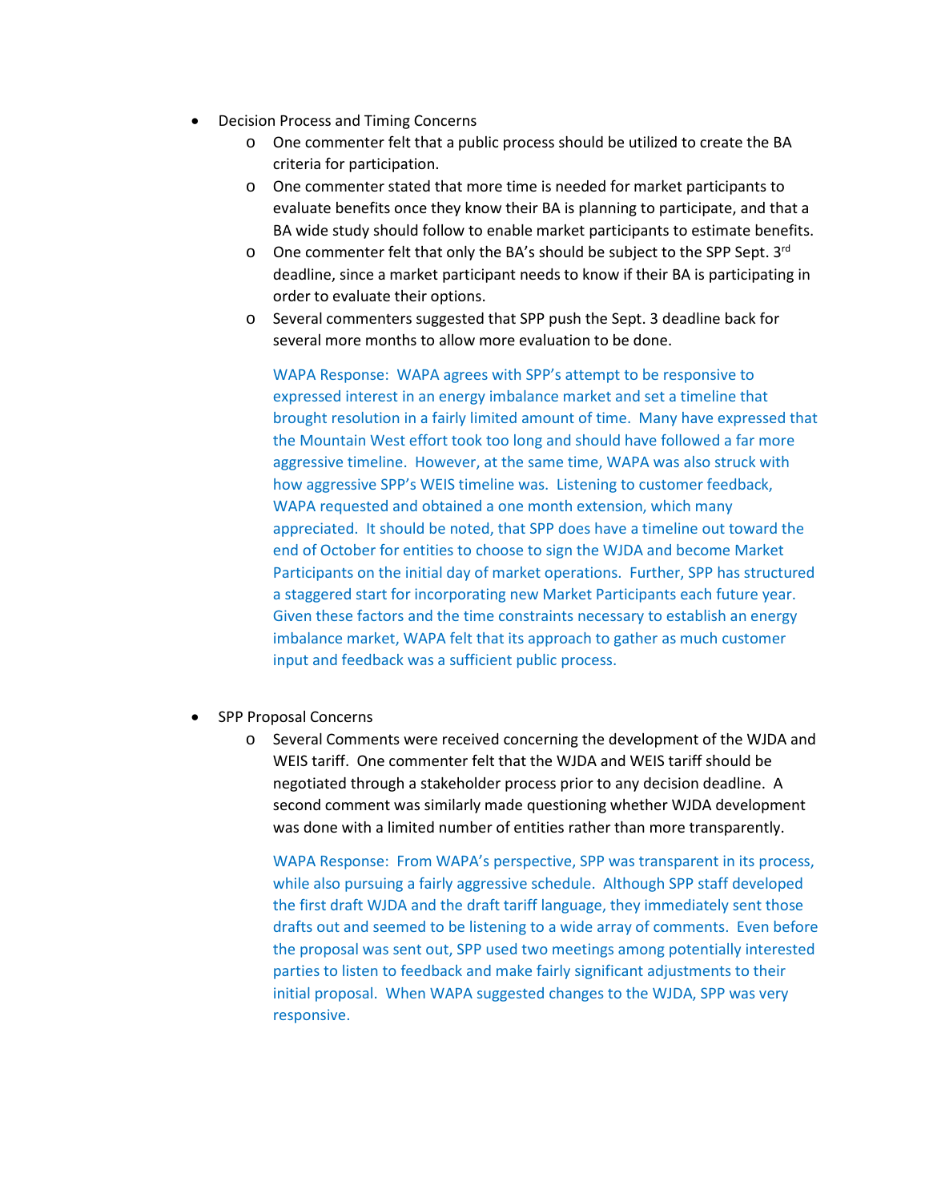- Decision Process and Timing Concerns
  - One commenter felt that a public process should be utilized to create the BA criteria for participation.
  - One commenter stated that more time is needed for market participants to evaluate benefits once they know their BA is planning to participate, and that a BA wide study should follow to enable market participants to estimate benefits.
  - One commenter felt that only the BA's should be subject to the SPP Sept. 3rd deadline, since a market participant needs to know if their BA is participating in order to evaluate their options.
  - Several commenters suggested that SPP push the Sept. 3 deadline back for several more months to allow more evaluation to be done.

    WAPA Response: WAPA agrees with SPP's attempt to be responsive to expressed interest in an energy imbalance market and set a timeline that brought resolution in a fairly limited amount of time. Many have expressed that the Mountain West effort took too long and should have followed a far more aggressive timeline. However, at the same time, WAPA was also struck with how aggressive SPP's WEIS timeline was. Listening to customer feedback, WAPA requested and obtained a one month extension, which many appreciated. It should be noted, that SPP does have a timeline out toward the end of October for entities to choose to sign the WJDA and become Market Participants on the initial day of market operations. Further, SPP has structured a staggered start for incorporating new Market Participants each future year. Given these factors and the time constraints necessary to establish an energy imbalance market, WAPA felt that its approach to gather as much customer input and feedback was a sufficient public process.

- SPP Proposal Concerns
  - Several Comments were received concerning the development of the WJDA and WEIS tariff. One commenter felt that the WJDA and WEIS tariff should be negotiated through a stakeholder process prior to any decision deadline. A second comment was similarly made questioning whether WJDA development was done with a limited number of entities rather than more transparently.

    WAPA Response: From WAPA's perspective, SPP was transparent in its process, while also pursuing a fairly aggressive schedule. Although SPP staff developed the first draft WJDA and the draft tariff language, they immediately sent those drafts out and seemed to be listening to a wide array of comments. Even before the proposal was sent out, SPP used two meetings among potentially interested parties to listen to feedback and make fairly significant adjustments to their initial proposal. When WAPA suggested changes to the WJDA, SPP was very responsive.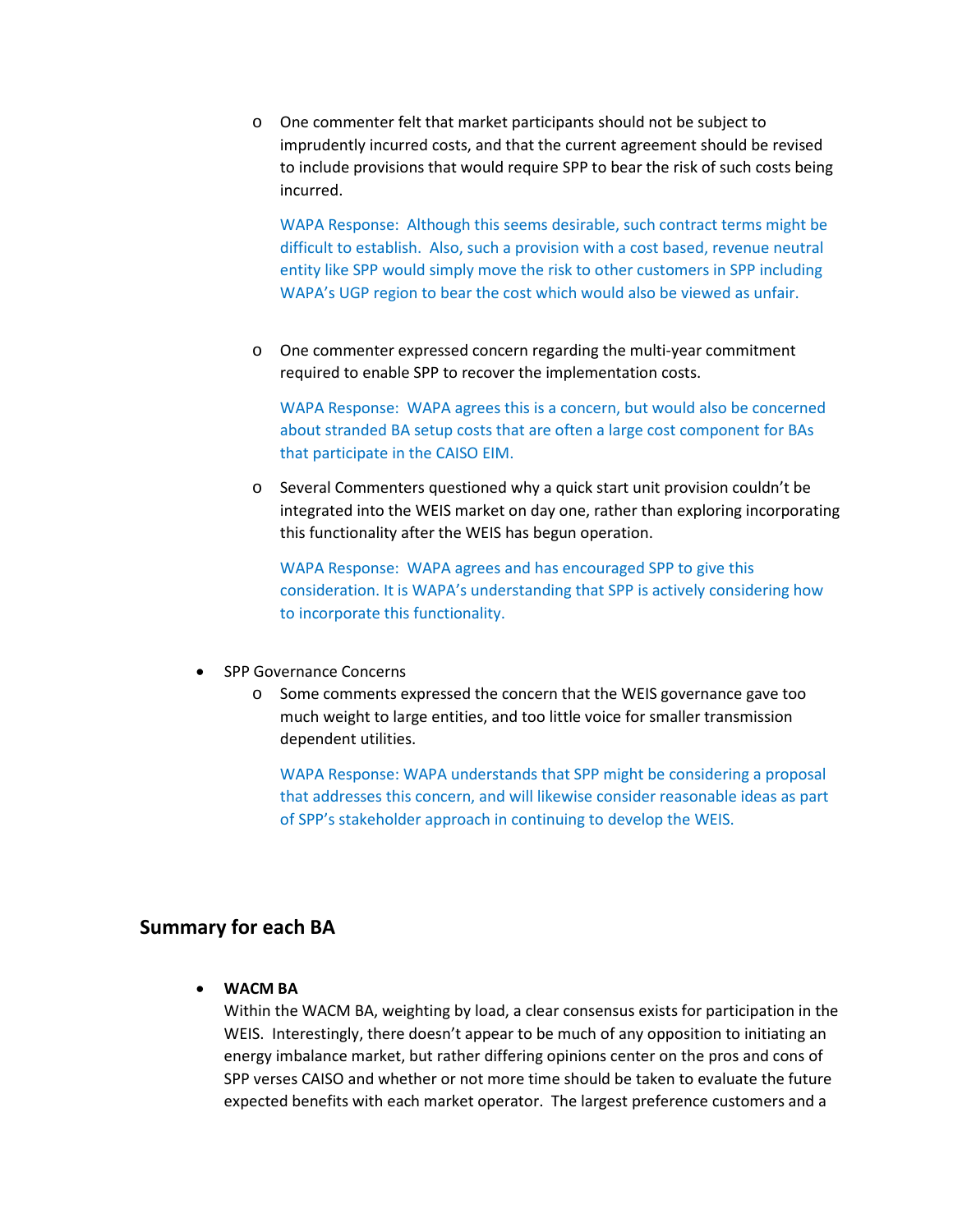- One commenter felt that market participants should not be subject to imprudently incurred costs, and that the current agreement should be revised to include provisions that would require SPP to bear the risk of such costs being incurred.

  WAPA Response: Although this seems desirable, such contract terms might be difficult to establish. Also, such a provision with a cost based, revenue neutral entity like SPP would simply move the risk to other customers in SPP including WAPA's UGP region to bear the cost which would also be viewed as unfair.

- One commenter expressed concern regarding the multi-year commitment required to enable SPP to recover the implementation costs.

  WAPA Response: WAPA agrees this is a concern, but would also be concerned about stranded BA setup costs that are often a large cost component for BAs that participate in the CAISO EIM.

- Several Commenters questioned why a quick start unit provision couldn't be integrated into the WEIS market on day one, rather than exploring incorporating this functionality after the WEIS has begun operation.

  WAPA Response: WAPA agrees and has encouraged SPP to give this consideration. It is WAPA's understanding that SPP is actively considering how to incorporate this functionality.

- SPP Governance Concerns
  - Some comments expressed the concern that the WEIS governance gave too much weight to large entities, and too little voice for smaller transmission dependent utilities.

    WAPA Response: WAPA understands that SPP might be considering a proposal that addresses this concern, and will likewise consider reasonable ideas as part of SPP's stakeholder approach in continuing to develop the WEIS.

## Summary for each BA

- **WACM BA**
  Within the WACM BA, weighting by load, a clear consensus exists for participation in the WEIS. Interestingly, there doesn't appear to be much of any opposition to initiating an energy imbalance market, but rather differing opinions center on the pros and cons of SPP verses CAISO and whether or not more time should be taken to evaluate the future expected benefits with each market operator. The largest preference customers and a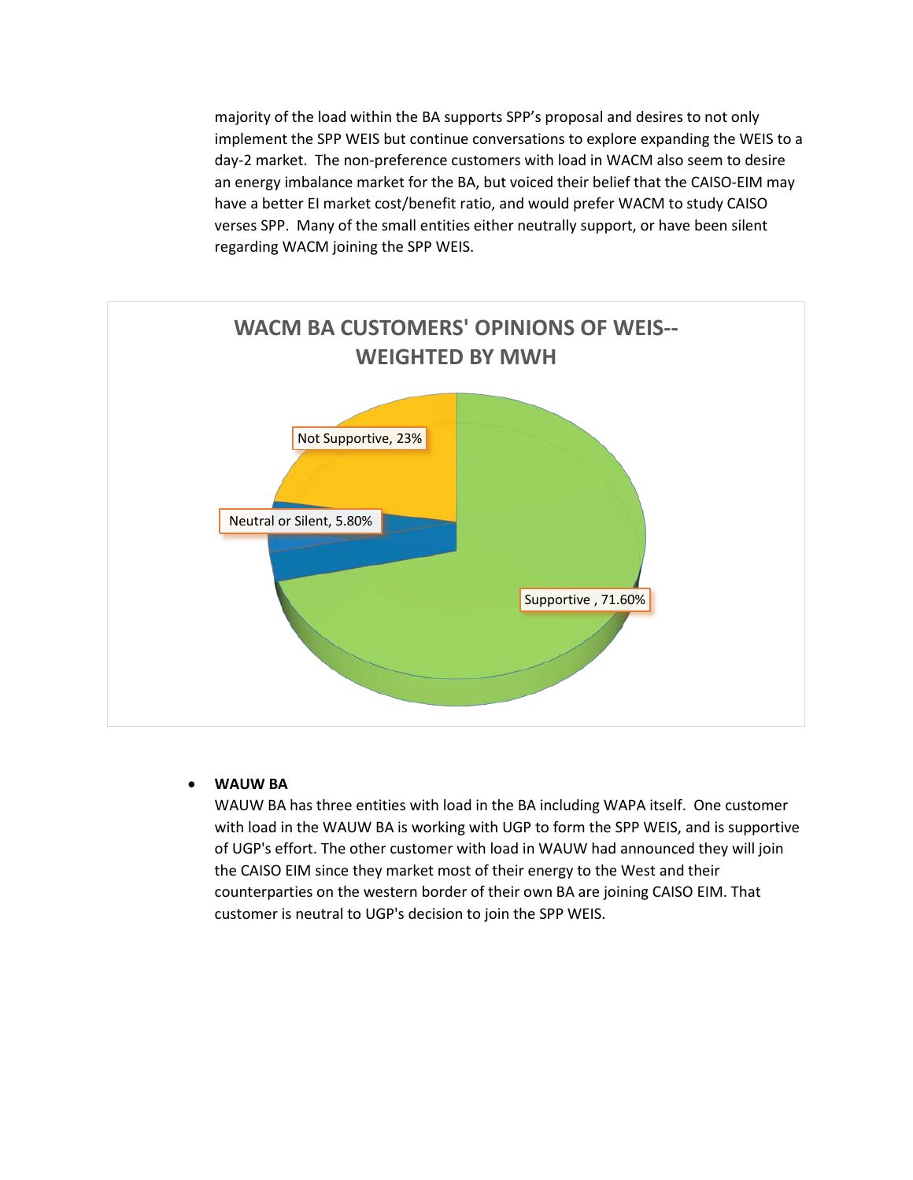majority of the load within the BA supports SPP's proposal and desires to not only implement the SPP WEIS but continue conversations to explore expanding the WEIS to a day-2 market. The non-preference customers with load in WACM also seem to desire an energy imbalance market for the BA, but voiced their belief that the CAISO-EIM may have a better EI market cost/benefit ratio, and would prefer WACM to study CAISO verses SPP. Many of the small entities either neutrally support, or have been silent regarding WACM joining the SPP WEIS.

**WACM BA CUSTOMERS' OPINIONS OF WEIS--WEIGHTED BY MWH**

| Opinion | Share |
|---|---|
| Supportive | 71.60% |
| Not Supportive | 23% |
| Neutral or Silent | 5.80% |

- **WAUW BA**
  WAUW BA has three entities with load in the BA including WAPA itself. One customer with load in the WAUW BA is working with UGP to form the SPP WEIS, and is supportive of UGP's effort. The other customer with load in WAUW had announced they will join the CAISO EIM since they market most of their energy to the West and their counterparties on the western border of their own BA are joining CAISO EIM. That customer is neutral to UGP's decision to join the SPP WEIS.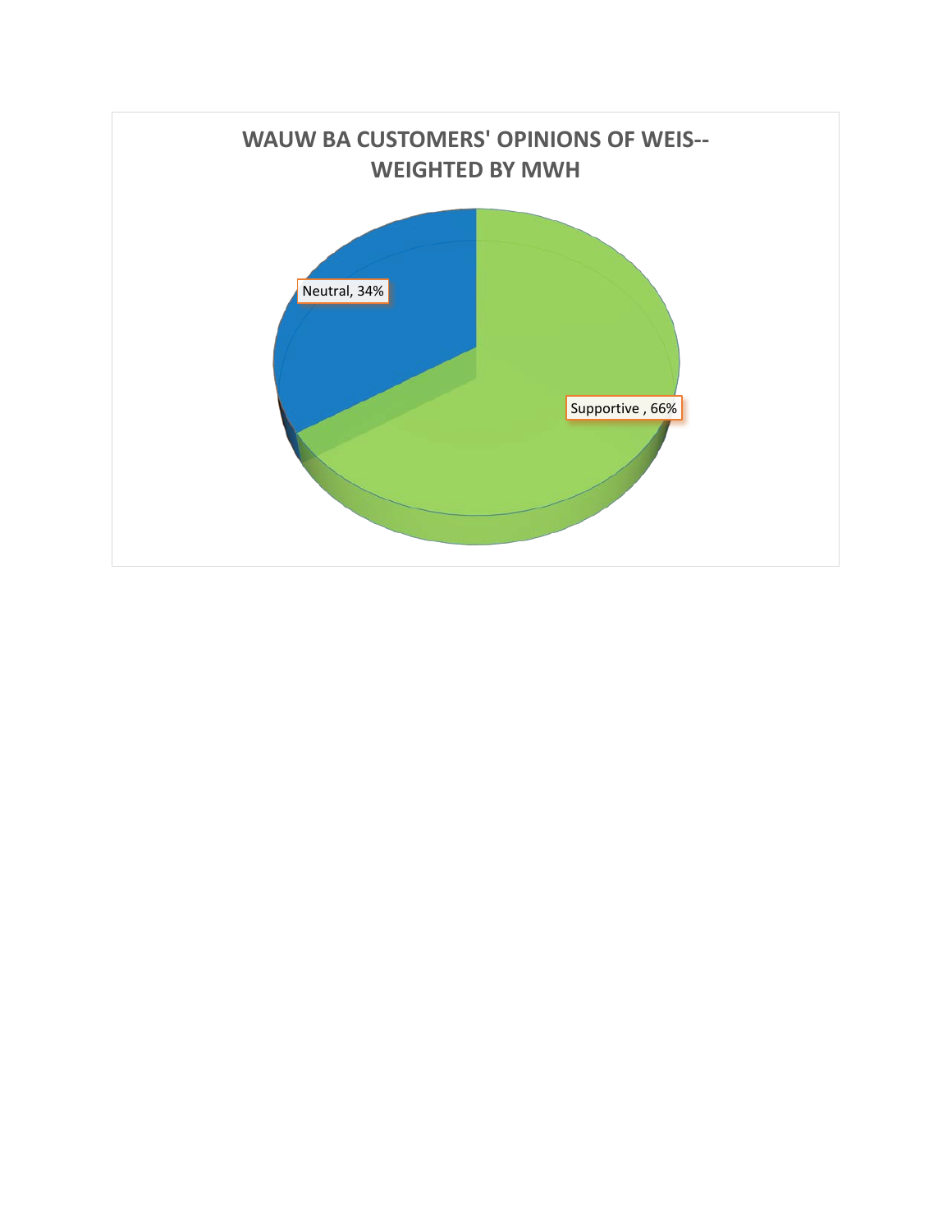WAUW BA CUSTOMERS' OPINIONS OF WEIS--
WEIGHTED BY MWH

Neutral, 34%

Supportive , 66%